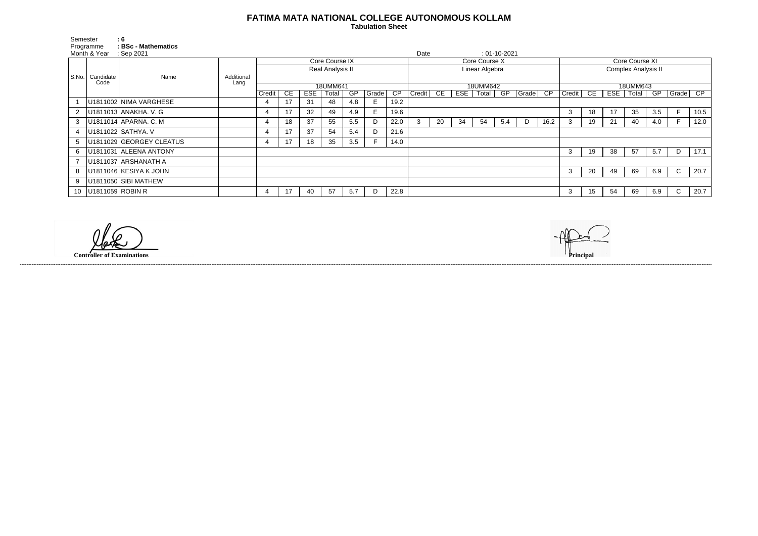# FATIMA MATA NATIONAL COLLEGE AUTONOMOUS KOLLAM

**Tabulation Sheet**

Semester : 6
Programme : BSc - Mathematics
Month & Year : Sep 2021
Date : 01-10-2021

| S.No. | Candidate Code | Name | Additional Lang | Core Course IX | | | | | | | Core Course X | | | | | | | Core Course XI | | | | | | |
|---|---|---|---|---|---|---|---|---|---|---|---|---|---|---|---|---|---|---|---|---|---|---|---|---|
| | | | | Real Analysis II | | | | | | | Linear Algebra | | | | | | | Complex Analysis II | | | | | | |
| | | | | 18UMM641 | | | | | | | 18UMM642 | | | | | | | 18UMM643 | | | | | | |
| | | | | Credit | CE | ESE | Total | GP | Grade | CP | Credit | CE | ESE | Total | GP | Grade | CP | Credit | CE | ESE | Total | GP | Grade | CP |
| 1 | U1811002 | NIMA VARGHESE | | 4 | 17 | 31 | 48 | 4.8 | E | 19.2 | | | | | | | | | | | | | | |
| 2 | U1811013 | ANAKHA. V. G | | 4 | 17 | 32 | 49 | 4.9 | E | 19.6 | | | | | | | | 3 | 18 | 17 | 35 | 3.5 | F | 10.5 |
| 3 | U1811014 | APARNA. C. M | | 4 | 18 | 37 | 55 | 5.5 | D | 22.0 | 3 | 20 | 34 | 54 | 5.4 | D | 16.2 | 3 | 19 | 21 | 40 | 4.0 | F | 12.0 |
| 4 | U1811022 | SATHYA. V | | 4 | 17 | 37 | 54 | 5.4 | D | 21.6 | | | | | | | | | | | | | | |
| 5 | U1811029 | GEORGEY CLEATUS | | 4 | 17 | 18 | 35 | 3.5 | F | 14.0 | | | | | | | | | | | | | | |
| 6 | U1811031 | ALEENA ANTONY | | | | | | | | | | | | | | | | 3 | 19 | 38 | 57 | 5.7 | D | 17.1 |
| 7 | U1811037 | ARSHANATH A | | | | | | | | | | | | | | | | | | | | | | |
| 8 | U1811046 | KESIYA K JOHN | | | | | | | | | | | | | | | | 3 | 20 | 49 | 69 | 6.9 | C | 20.7 |
| 9 | U1811050 | SIBI MATHEW | | | | | | | | | | | | | | | | | | | | | | |
| 10 | U1811059 | ROBIN R | | 4 | 17 | 40 | 57 | 5.7 | D | 22.8 | | | | | | | | 3 | 15 | 54 | 69 | 6.9 | C | 20.7 |

**Controller of Examinations**

**Principal**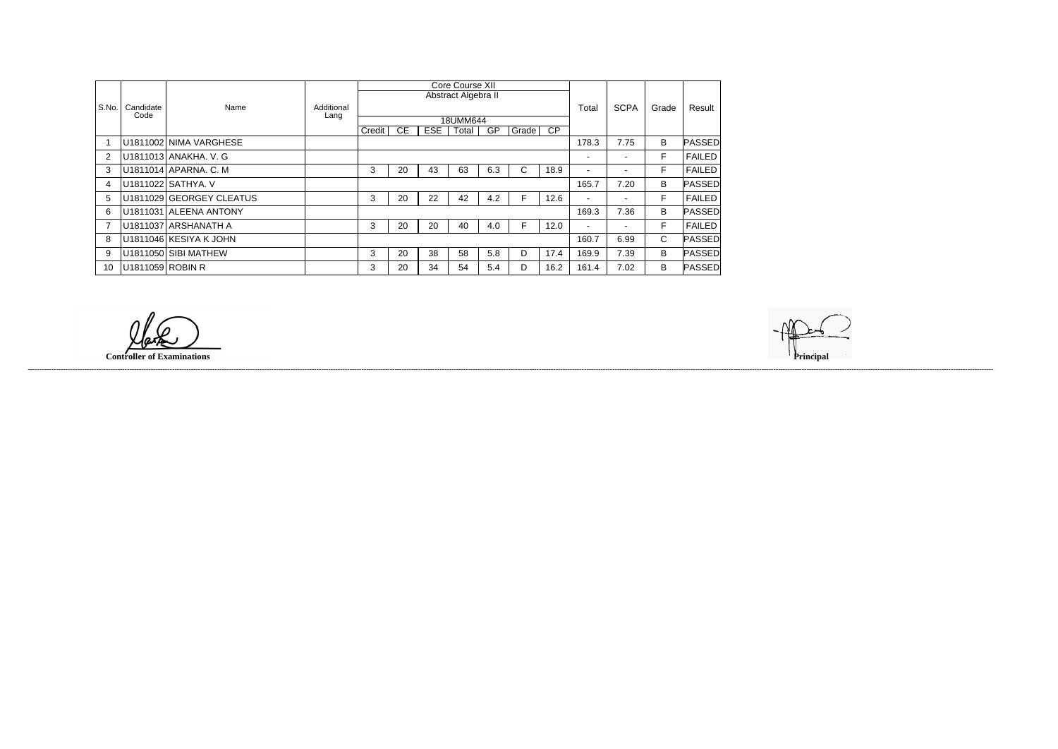| S.No. | Candidate Code | Name | Additional Lang | Core Course XII Abstract Algebra II 18UMM644 | | | | | | | Total | SCPA | Grade | Result |
|---|---|---|---|---|---|---|---|---|---|---|---|---|---|---|
| | | | | Credit | CE | ESE | Total | GP | Grade | CP | | | | |
| 1 | U1811002 | NIMA VARGHESE | | | | | | | | | 178.3 | 7.75 | B | PASSED |
| 2 | U1811013 | ANAKHA. V. G | | | | | | | | | - | - | F | FAILED |
| 3 | U1811014 | APARNA. C. M | | 3 | 20 | 43 | 63 | 6.3 | C | 18.9 | - | - | F | FAILED |
| 4 | U1811022 | SATHYA. V | | | | | | | | | 165.7 | 7.20 | B | PASSED |
| 5 | U1811029 | GEORGEY CLEATUS | | 3 | 20 | 22 | 42 | 4.2 | F | 12.6 | - | - | F | FAILED |
| 6 | U1811031 | ALEENA ANTONY | | | | | | | | | 169.3 | 7.36 | B | PASSED |
| 7 | U1811037 | ARSHANATH A | | 3 | 20 | 20 | 40 | 4.0 | F | 12.0 | - | - | F | FAILED |
| 8 | U1811046 | KESIYA K JOHN | | | | | | | | | 160.7 | 6.99 | C | PASSED |
| 9 | U1811050 | SIBI MATHEW | | 3 | 20 | 38 | 58 | 5.8 | D | 17.4 | 169.9 | 7.39 | B | PASSED |
| 10 | U1811059 | ROBIN R | | 3 | 20 | 34 | 54 | 5.4 | D | 16.2 | 161.4 | 7.02 | B | PASSED |

**Controller of Examinations**

**Principal**